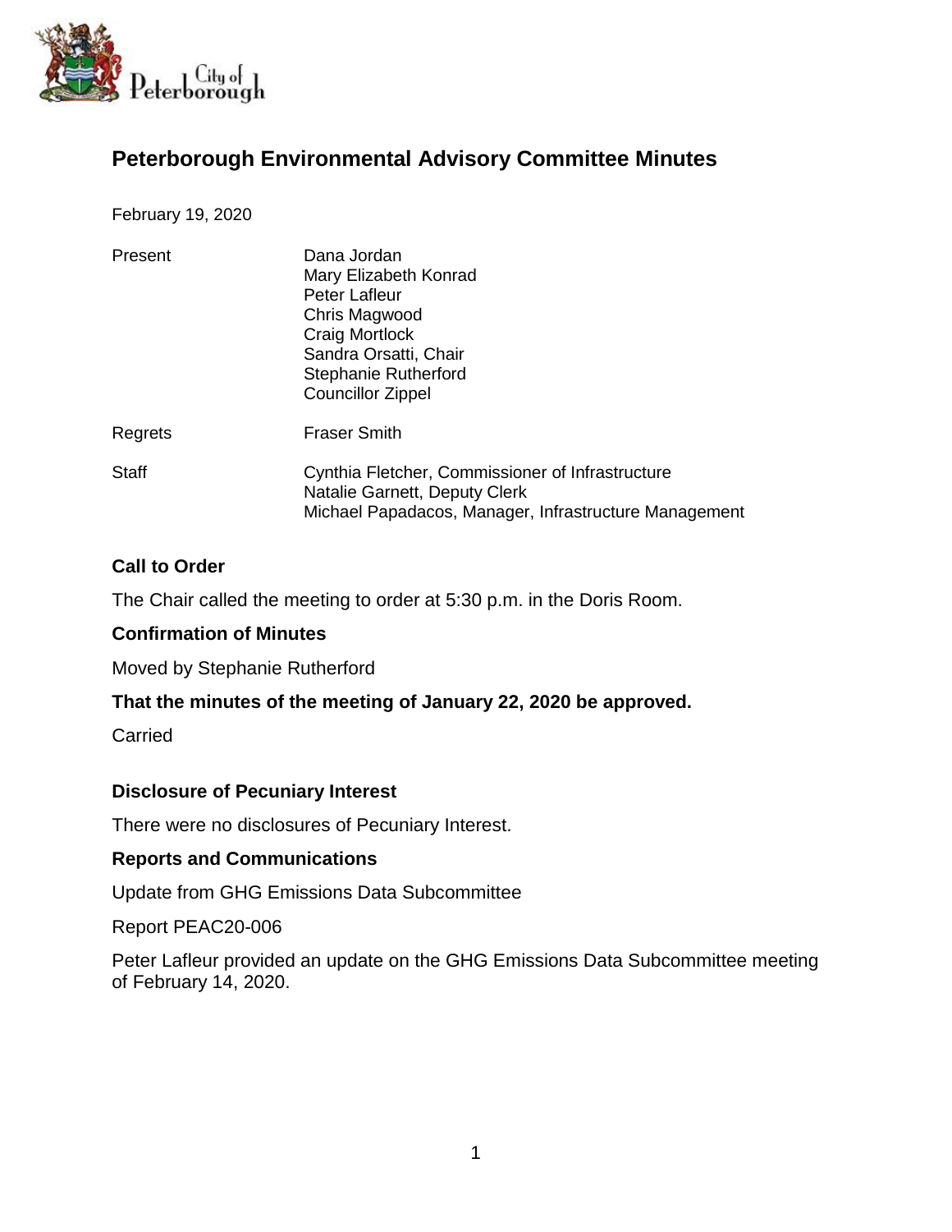# Peterborough Environmental Advisory Committee Minutes

February 19, 2020

| | |
|---|---|
| Present | Dana Jordan<br>Mary Elizabeth Konrad<br>Peter Lafleur<br>Chris Magwood<br>Craig Mortlock<br>Sandra Orsatti, Chair<br>Stephanie Rutherford<br>Councillor Zippel |
| Regrets | Fraser Smith |
| Staff | Cynthia Fletcher, Commissioner of Infrastructure<br>Natalie Garnett, Deputy Clerk<br>Michael Papadacos, Manager, Infrastructure Management |

### Call to Order

The Chair called the meeting to order at 5:30 p.m. in the Doris Room.

### Confirmation of Minutes

Moved by Stephanie Rutherford

**That the minutes of the meeting of January 22, 2020 be approved.**

Carried

### Disclosure of Pecuniary Interest

There were no disclosures of Pecuniary Interest.

### Reports and Communications

Update from GHG Emissions Data Subcommittee

Report PEAC20-006

Peter Lafleur provided an update on the GHG Emissions Data Subcommittee meeting of February 14, 2020.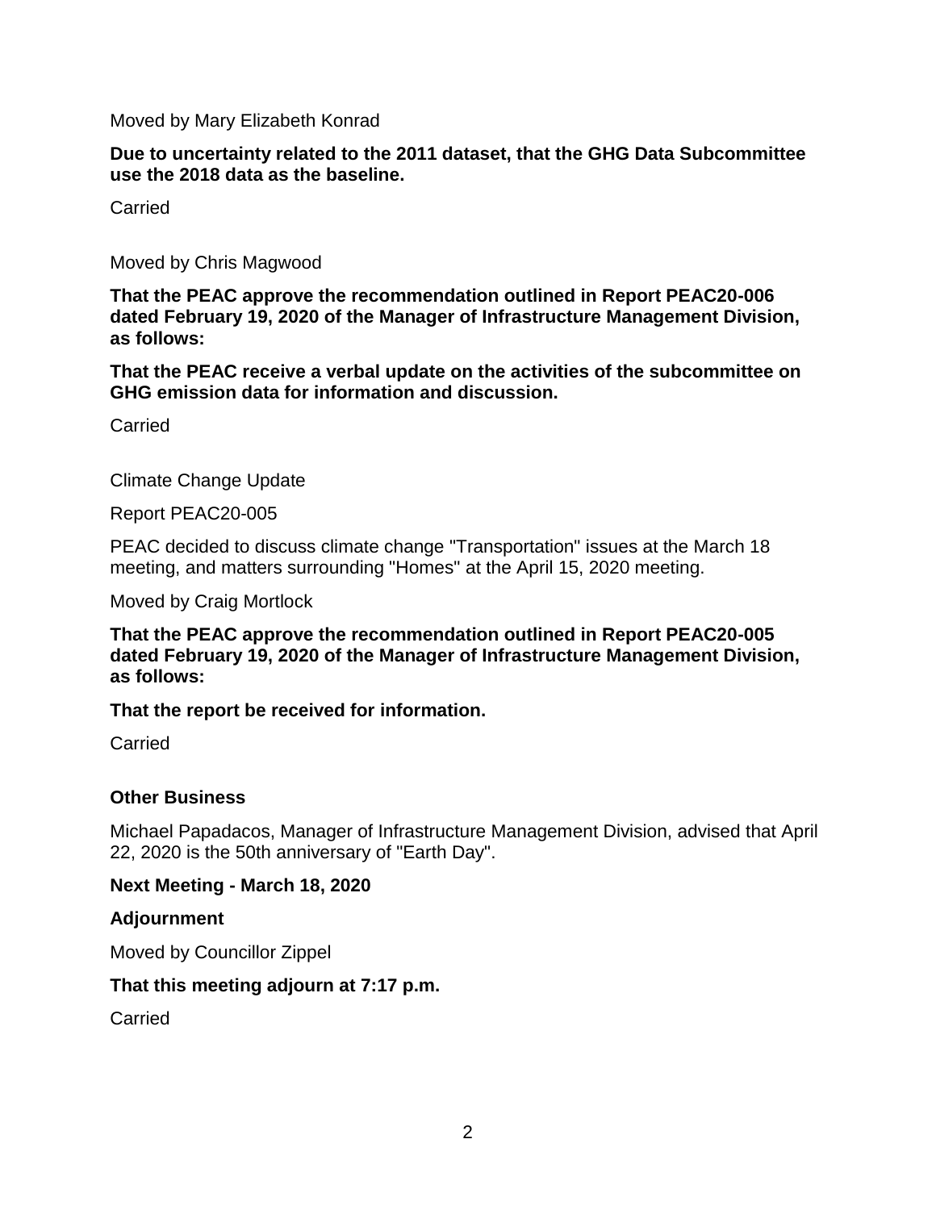Moved by Mary Elizabeth Konrad

**Due to uncertainty related to the 2011 dataset, that the GHG Data Subcommittee use the 2018 data as the baseline.**

Carried

Moved by Chris Magwood

**That the PEAC approve the recommendation outlined in Report PEAC20-006 dated February 19, 2020 of the Manager of Infrastructure Management Division, as follows:**

**That the PEAC receive a verbal update on the activities of the subcommittee on GHG emission data for information and discussion.**

Carried

Climate Change Update

Report PEAC20-005

PEAC decided to discuss climate change "Transportation" issues at the March 18 meeting, and matters surrounding "Homes" at the April 15, 2020 meeting.

Moved by Craig Mortlock

**That the PEAC approve the recommendation outlined in Report PEAC20-005 dated February 19, 2020 of the Manager of Infrastructure Management Division, as follows:**

**That the report be received for information.**

Carried

**Other Business**

Michael Papadacos, Manager of Infrastructure Management Division, advised that April 22, 2020 is the 50th anniversary of "Earth Day".

**Next Meeting - March 18, 2020**

**Adjournment**

Moved by Councillor Zippel

**That this meeting adjourn at 7:17 p.m.**

Carried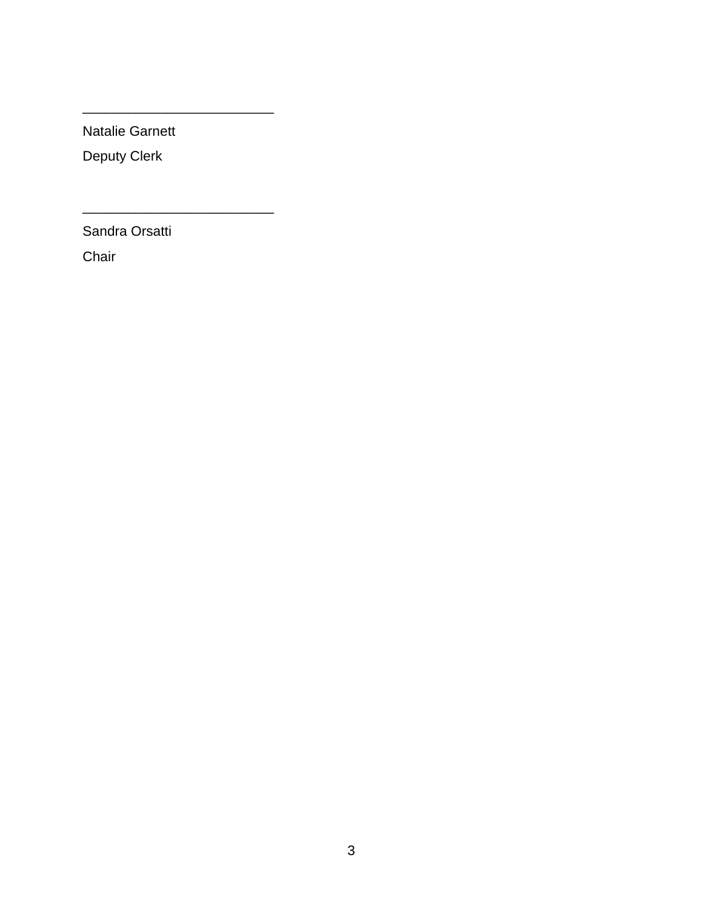_________________________

Natalie Garnett

Deputy Clerk

_________________________

Sandra Orsatti

Chair